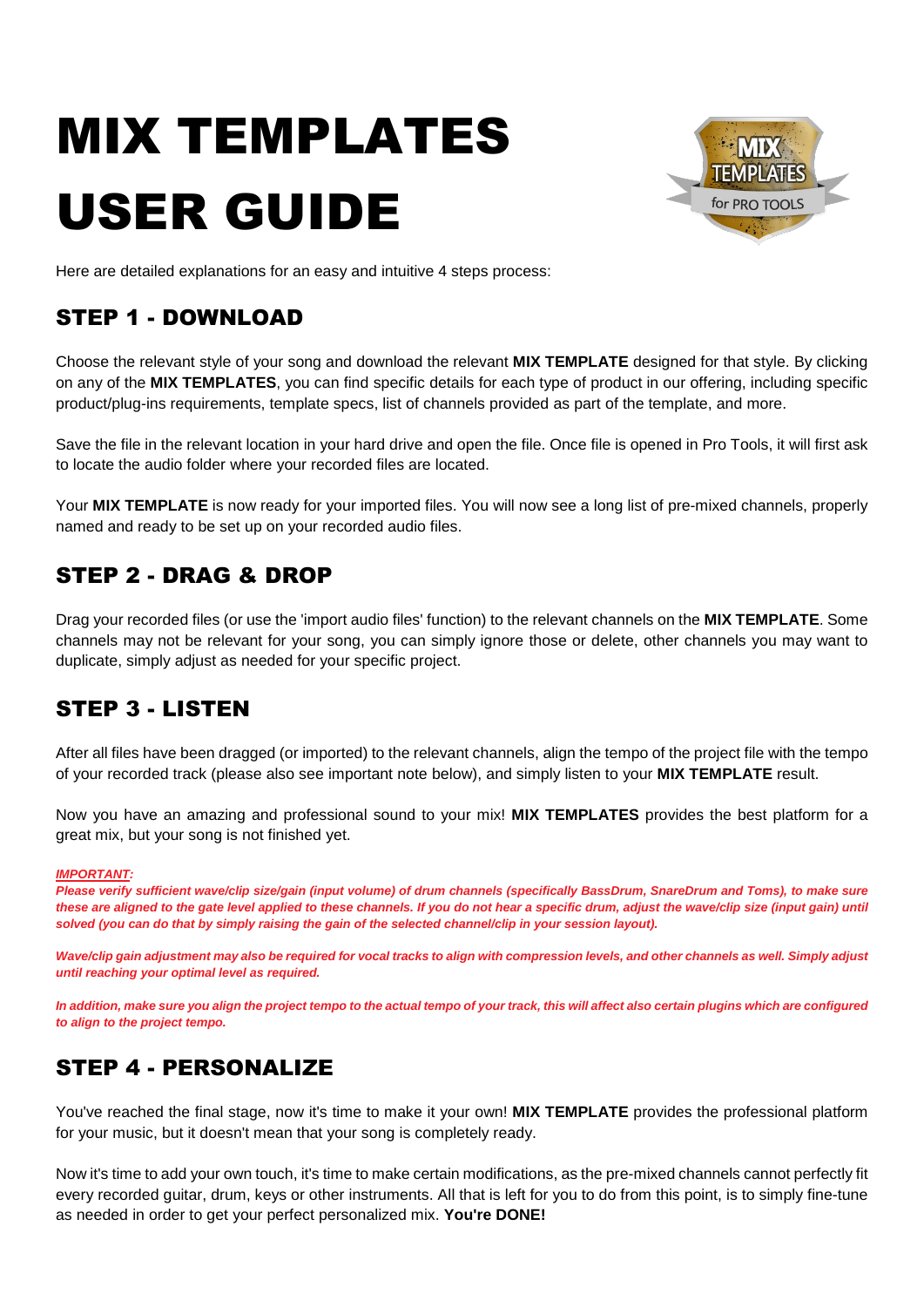# MIX TEMPLATES USER GUIDE

Here are detailed explanations for an easy and intuitive 4 steps process:

## STEP 1 - DOWNLOAD

Choose the relevant style of your song and download the relevant **MIX TEMPLATE** designed for that style. By clicking on any of the **MIX TEMPLATES**, you can find specific details for each type of product in our offering, including specific product/plug-ins requirements, template specs, list of channels provided as part of the template, and more.

Save the file in the relevant location in your hard drive and open the file. Once file is opened in Pro Tools, it will first ask to locate the audio folder where your recorded files are located.

Your **MIX TEMPLATE** is now ready for your imported files. You will now see a long list of pre-mixed channels, properly named and ready to be set up on your recorded audio files.

## STEP 2 - DRAG & DROP

Drag your recorded files (or use the 'import audio files' function) to the relevant channels on the **MIX TEMPLATE**. Some channels may not be relevant for your song, you can simply ignore those or delete, other channels you may want to duplicate, simply adjust as needed for your specific project.

## STEP 3 - LISTEN

After all files have been dragged (or imported) to the relevant channels, align the tempo of the project file with the tempo of your recorded track (please also see important note below), and simply listen to your **MIX TEMPLATE** result.

Now you have an amazing and professional sound to your mix! **MIX TEMPLATES** provides the best platform for a great mix, but your song is not finished yet.

***IMPORTANT:***
***Please verify sufficient wave/clip size/gain (input volume) of drum channels (specifically BassDrum, SnareDrum and Toms), to make sure these are aligned to the gate level applied to these channels. If you do not hear a specific drum, adjust the wave/clip size (input gain) until solved (you can do that by simply raising the gain of the selected channel/clip in your session layout).***

***Wave/clip gain adjustment may also be required for vocal tracks to align with compression levels, and other channels as well. Simply adjust until reaching your optimal level as required.***

***In addition, make sure you align the project tempo to the actual tempo of your track, this will affect also certain plugins which are configured to align to the project tempo.***

## STEP 4 - PERSONALIZE

You've reached the final stage, now it's time to make it your own! **MIX TEMPLATE** provides the professional platform for your music, but it doesn't mean that your song is completely ready.

Now it's time to add your own touch, it's time to make certain modifications, as the pre-mixed channels cannot perfectly fit every recorded guitar, drum, keys or other instruments. All that is left for you to do from this point, is to simply fine-tune as needed in order to get your perfect personalized mix. **You're DONE!**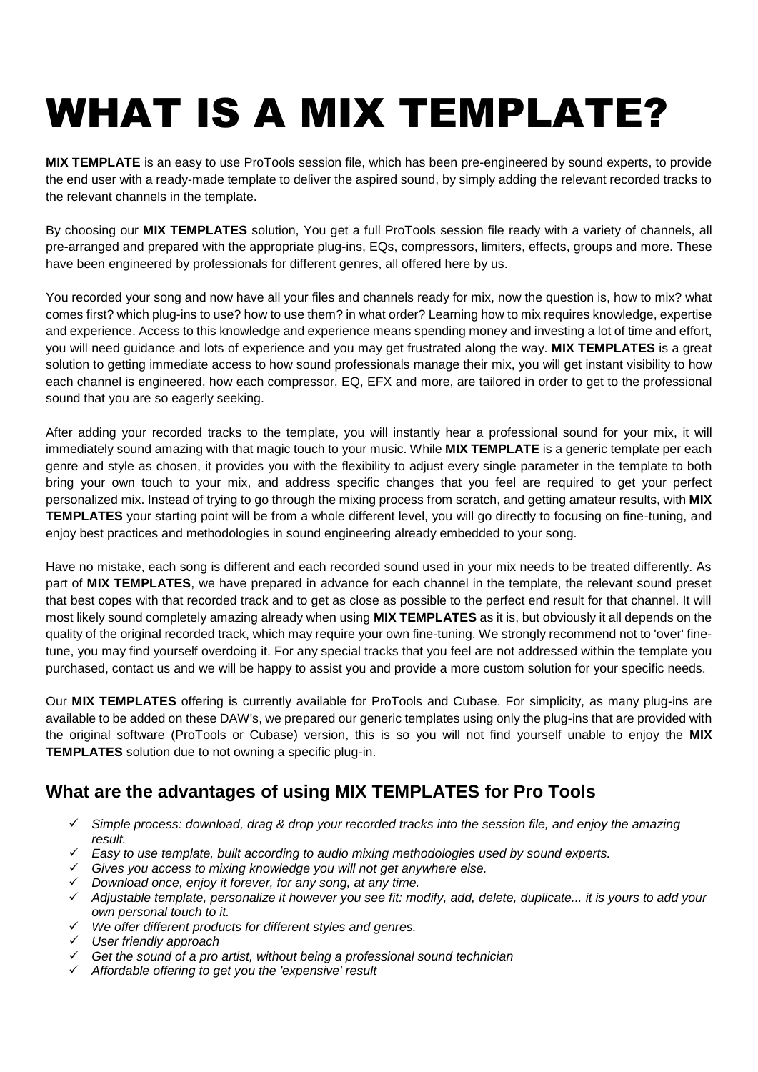# WHAT IS A MIX TEMPLATE?

**MIX TEMPLATE** is an easy to use ProTools session file, which has been pre-engineered by sound experts, to provide the end user with a ready-made template to deliver the aspired sound, by simply adding the relevant recorded tracks to the relevant channels in the template.

By choosing our **MIX TEMPLATES** solution, You get a full ProTools session file ready with a variety of channels, all pre-arranged and prepared with the appropriate plug-ins, EQs, compressors, limiters, effects, groups and more. These have been engineered by professionals for different genres, all offered here by us.

You recorded your song and now have all your files and channels ready for mix, now the question is, how to mix? what comes first? which plug-ins to use? how to use them? in what order? Learning how to mix requires knowledge, expertise and experience. Access to this knowledge and experience means spending money and investing a lot of time and effort, you will need guidance and lots of experience and you may get frustrated along the way. **MIX TEMPLATES** is a great solution to getting immediate access to how sound professionals manage their mix, you will get instant visibility to how each channel is engineered, how each compressor, EQ, EFX and more, are tailored in order to get to the professional sound that you are so eagerly seeking.

After adding your recorded tracks to the template, you will instantly hear a professional sound for your mix, it will immediately sound amazing with that magic touch to your music. While **MIX TEMPLATE** is a generic template per each genre and style as chosen, it provides you with the flexibility to adjust every single parameter in the template to both bring your own touch to your mix, and address specific changes that you feel are required to get your perfect personalized mix. Instead of trying to go through the mixing process from scratch, and getting amateur results, with **MIX TEMPLATES** your starting point will be from a whole different level, you will go directly to focusing on fine-tuning, and enjoy best practices and methodologies in sound engineering already embedded to your song.

Have no mistake, each song is different and each recorded sound used in your mix needs to be treated differently. As part of **MIX TEMPLATES**, we have prepared in advance for each channel in the template, the relevant sound preset that best copes with that recorded track and to get as close as possible to the perfect end result for that channel. It will most likely sound completely amazing already when using **MIX TEMPLATES** as it is, but obviously it all depends on the quality of the original recorded track, which may require your own fine-tuning. We strongly recommend not to 'over' fine-tune, you may find yourself overdoing it. For any special tracks that you feel are not addressed within the template you purchased, contact us and we will be happy to assist you and provide a more custom solution for your specific needs.

Our **MIX TEMPLATES** offering is currently available for ProTools and Cubase. For simplicity, as many plug-ins are available to be added on these DAW's, we prepared our generic templates using only the plug-ins that are provided with the original software (ProTools or Cubase) version, this is so you will not find yourself unable to enjoy the **MIX TEMPLATES** solution due to not owning a specific plug-in.

## What are the advantages of using MIX TEMPLATES for Pro Tools

- ✓ *Simple process: download, drag & drop your recorded tracks into the session file, and enjoy the amazing result.*
- ✓ *Easy to use template, built according to audio mixing methodologies used by sound experts.*
- ✓ *Gives you access to mixing knowledge you will not get anywhere else.*
- ✓ *Download once, enjoy it forever, for any song, at any time.*
- ✓ *Adjustable template, personalize it however you see fit: modify, add, delete, duplicate... it is yours to add your own personal touch to it.*
- ✓ *We offer different products for different styles and genres.*
- ✓ *User friendly approach*
- ✓ *Get the sound of a pro artist, without being a professional sound technician*
- ✓ *Affordable offering to get you the 'expensive' result*